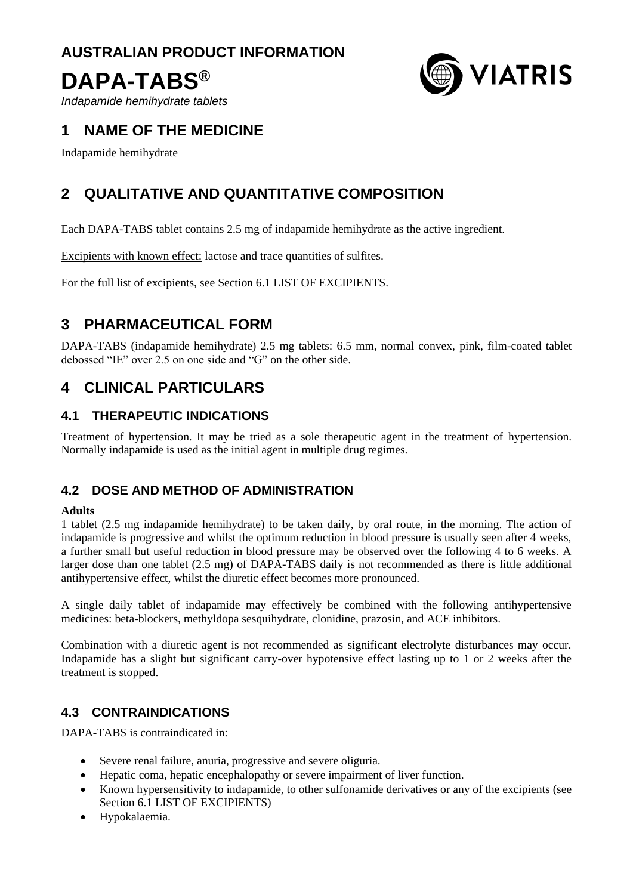# AUSTRALIAN PRODUCT INFORMATION

# DAPA-TABS®

*Indapamide hemihydrate tablets*

## 1 NAME OF THE MEDICINE

Indapamide hemihydrate

## 2 QUALITATIVE AND QUANTITATIVE COMPOSITION

Each DAPA-TABS tablet contains 2.5 mg of indapamide hemihydrate as the active ingredient.

Excipients with known effect: lactose and trace quantities of sulfites.

For the full list of excipients, see Section 6.1 LIST OF EXCIPIENTS.

## 3 PHARMACEUTICAL FORM

DAPA-TABS (indapamide hemihydrate) 2.5 mg tablets: 6.5 mm, normal convex, pink, film-coated tablet debossed "IE" over 2.5 on one side and "G" on the other side.

## 4 CLINICAL PARTICULARS

### 4.1 THERAPEUTIC INDICATIONS

Treatment of hypertension. It may be tried as a sole therapeutic agent in the treatment of hypertension. Normally indapamide is used as the initial agent in multiple drug regimes.

### 4.2 DOSE AND METHOD OF ADMINISTRATION

**Adults**

1 tablet (2.5 mg indapamide hemihydrate) to be taken daily, by oral route, in the morning. The action of indapamide is progressive and whilst the optimum reduction in blood pressure is usually seen after 4 weeks, a further small but useful reduction in blood pressure may be observed over the following 4 to 6 weeks. A larger dose than one tablet (2.5 mg) of DAPA-TABS daily is not recommended as there is little additional antihypertensive effect, whilst the diuretic effect becomes more pronounced.

A single daily tablet of indapamide may effectively be combined with the following antihypertensive medicines: beta-blockers, methyldopa sesquihydrate, clonidine, prazosin, and ACE inhibitors.

Combination with a diuretic agent is not recommended as significant electrolyte disturbances may occur. Indapamide has a slight but significant carry-over hypotensive effect lasting up to 1 or 2 weeks after the treatment is stopped.

### 4.3 CONTRAINDICATIONS

DAPA-TABS is contraindicated in:

- Severe renal failure, anuria, progressive and severe oliguria.
- Hepatic coma, hepatic encephalopathy or severe impairment of liver function.
- Known hypersensitivity to indapamide, to other sulfonamide derivatives or any of the excipients (see Section 6.1 LIST OF EXCIPIENTS)
- Hypokalaemia.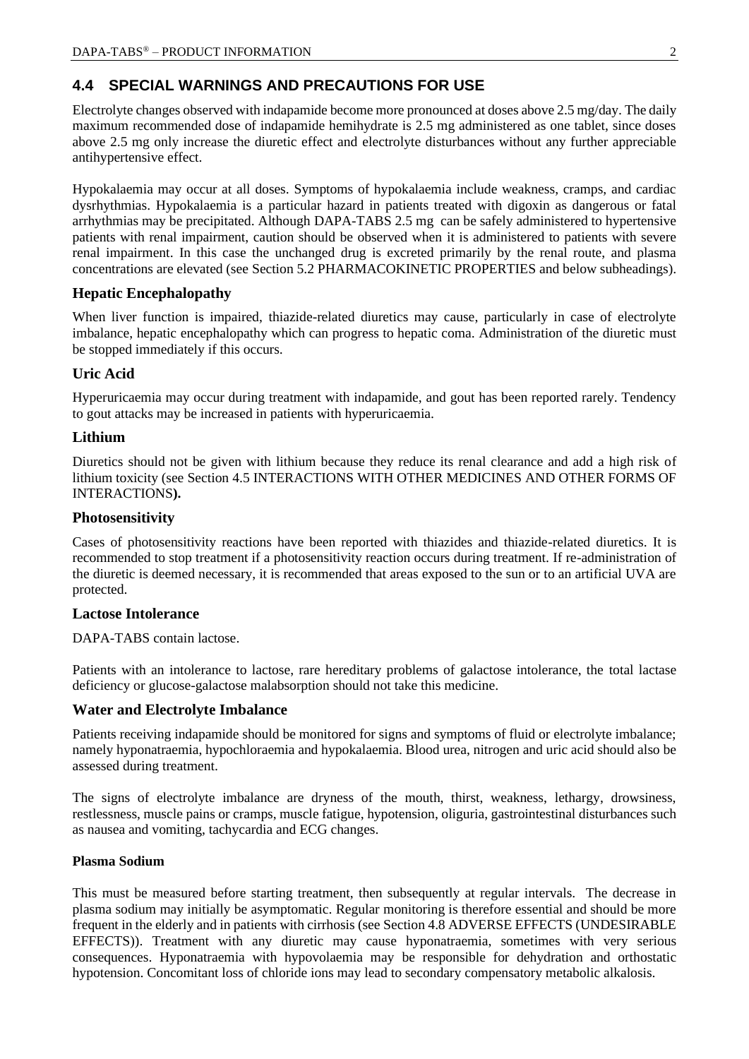## 4.4 SPECIAL WARNINGS AND PRECAUTIONS FOR USE

Electrolyte changes observed with indapamide become more pronounced at doses above 2.5 mg/day. The daily maximum recommended dose of indapamide hemihydrate is 2.5 mg administered as one tablet, since doses above 2.5 mg only increase the diuretic effect and electrolyte disturbances without any further appreciable antihypertensive effect.

Hypokalaemia may occur at all doses. Symptoms of hypokalaemia include weakness, cramps, and cardiac dysrhythmias. Hypokalaemia is a particular hazard in patients treated with digoxin as dangerous or fatal arrhythmias may be precipitated. Although DAPA-TABS 2.5 mg can be safely administered to hypertensive patients with renal impairment, caution should be observed when it is administered to patients with severe renal impairment. In this case the unchanged drug is excreted primarily by the renal route, and plasma concentrations are elevated (see Section 5.2 PHARMACOKINETIC PROPERTIES and below subheadings).

### Hepatic Encephalopathy

When liver function is impaired, thiazide-related diuretics may cause, particularly in case of electrolyte imbalance, hepatic encephalopathy which can progress to hepatic coma. Administration of the diuretic must be stopped immediately if this occurs.

### Uric Acid

Hyperuricaemia may occur during treatment with indapamide, and gout has been reported rarely. Tendency to gout attacks may be increased in patients with hyperuricaemia.

### Lithium

Diuretics should not be given with lithium because they reduce its renal clearance and add a high risk of lithium toxicity (see Section 4.5 INTERACTIONS WITH OTHER MEDICINES AND OTHER FORMS OF INTERACTIONS**).**

### Photosensitivity

Cases of photosensitivity reactions have been reported with thiazides and thiazide-related diuretics. It is recommended to stop treatment if a photosensitivity reaction occurs during treatment. If re-administration of the diuretic is deemed necessary, it is recommended that areas exposed to the sun or to an artificial UVA are protected.

### Lactose Intolerance

DAPA-TABS contain lactose.

Patients with an intolerance to lactose, rare hereditary problems of galactose intolerance, the total lactase deficiency or glucose-galactose malabsorption should not take this medicine.

### Water and Electrolyte Imbalance

Patients receiving indapamide should be monitored for signs and symptoms of fluid or electrolyte imbalance; namely hyponatraemia, hypochloraemia and hypokalaemia. Blood urea, nitrogen and uric acid should also be assessed during treatment.

The signs of electrolyte imbalance are dryness of the mouth, thirst, weakness, lethargy, drowsiness, restlessness, muscle pains or cramps, muscle fatigue, hypotension, oliguria, gastrointestinal disturbances such as nausea and vomiting, tachycardia and ECG changes.

#### Plasma Sodium

This must be measured before starting treatment, then subsequently at regular intervals. The decrease in plasma sodium may initially be asymptomatic. Regular monitoring is therefore essential and should be more frequent in the elderly and in patients with cirrhosis (see Section 4.8 ADVERSE EFFECTS (UNDESIRABLE EFFECTS)). Treatment with any diuretic may cause hyponatraemia, sometimes with very serious consequences. Hyponatraemia with hypovolaemia may be responsible for dehydration and orthostatic hypotension. Concomitant loss of chloride ions may lead to secondary compensatory metabolic alkalosis.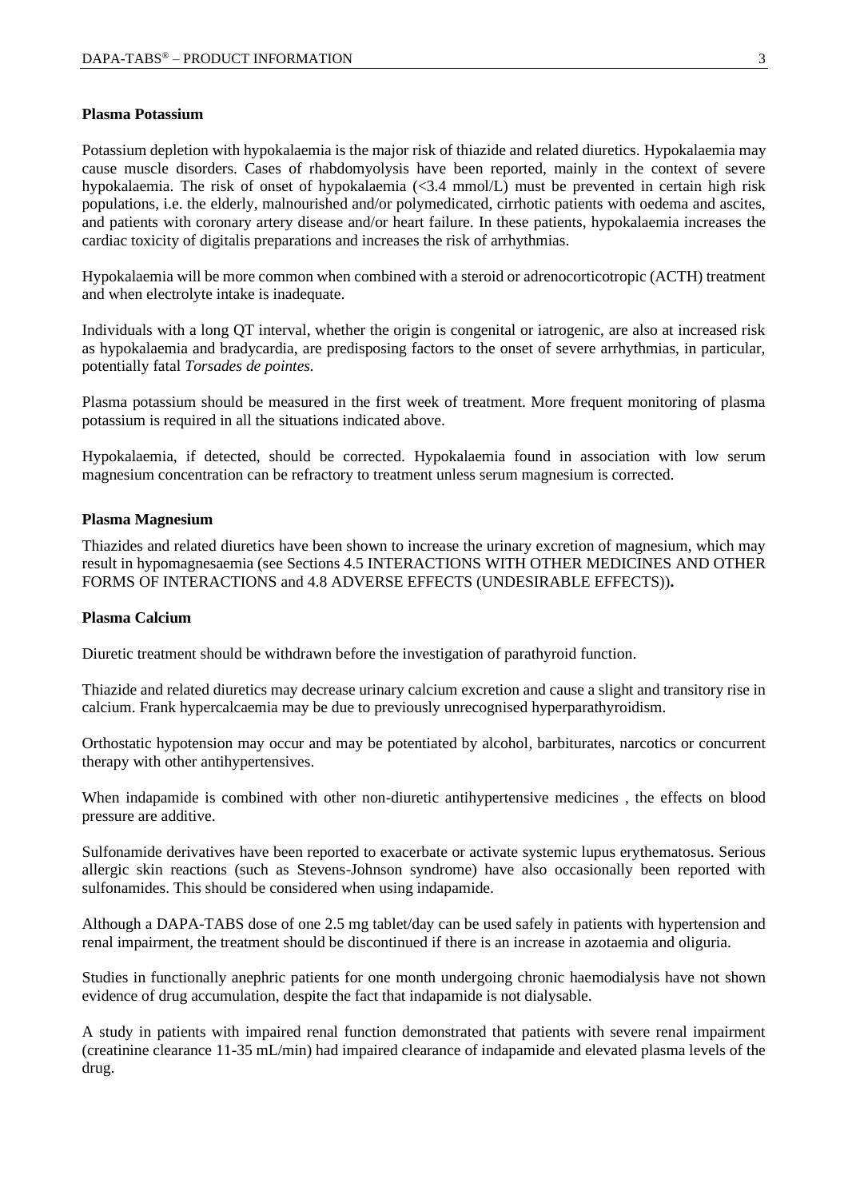**Plasma Potassium**

Potassium depletion with hypokalaemia is the major risk of thiazide and related diuretics. Hypokalaemia may cause muscle disorders. Cases of rhabdomyolysis have been reported, mainly in the context of severe hypokalaemia. The risk of onset of hypokalaemia (<3.4 mmol/L) must be prevented in certain high risk populations, i.e. the elderly, malnourished and/or polymedicated, cirrhotic patients with oedema and ascites, and patients with coronary artery disease and/or heart failure. In these patients, hypokalaemia increases the cardiac toxicity of digitalis preparations and increases the risk of arrhythmias.

Hypokalaemia will be more common when combined with a steroid or adrenocorticotropic (ACTH) treatment and when electrolyte intake is inadequate.

Individuals with a long QT interval, whether the origin is congenital or iatrogenic, are also at increased risk as hypokalaemia and bradycardia, are predisposing factors to the onset of severe arrhythmias, in particular, potentially fatal *Torsades de pointes.*

Plasma potassium should be measured in the first week of treatment. More frequent monitoring of plasma potassium is required in all the situations indicated above.

Hypokalaemia, if detected, should be corrected. Hypokalaemia found in association with low serum magnesium concentration can be refractory to treatment unless serum magnesium is corrected.

**Plasma Magnesium**

Thiazides and related diuretics have been shown to increase the urinary excretion of magnesium, which may result in hypomagnesaemia (see Sections 4.5 INTERACTIONS WITH OTHER MEDICINES AND OTHER FORMS OF INTERACTIONS and 4.8 ADVERSE EFFECTS (UNDESIRABLE EFFECTS))**.**

**Plasma Calcium**

Diuretic treatment should be withdrawn before the investigation of parathyroid function.

Thiazide and related diuretics may decrease urinary calcium excretion and cause a slight and transitory rise in calcium. Frank hypercalcaemia may be due to previously unrecognised hyperparathyroidism.

Orthostatic hypotension may occur and may be potentiated by alcohol, barbiturates, narcotics or concurrent therapy with other antihypertensives.

When indapamide is combined with other non-diuretic antihypertensive medicines , the effects on blood pressure are additive.

Sulfonamide derivatives have been reported to exacerbate or activate systemic lupus erythematosus. Serious allergic skin reactions (such as Stevens-Johnson syndrome) have also occasionally been reported with sulfonamides. This should be considered when using indapamide.

Although a DAPA-TABS dose of one 2.5 mg tablet/day can be used safely in patients with hypertension and renal impairment, the treatment should be discontinued if there is an increase in azotaemia and oliguria.

Studies in functionally anephric patients for one month undergoing chronic haemodialysis have not shown evidence of drug accumulation, despite the fact that indapamide is not dialysable.

A study in patients with impaired renal function demonstrated that patients with severe renal impairment (creatinine clearance 11-35 mL/min) had impaired clearance of indapamide and elevated plasma levels of the drug.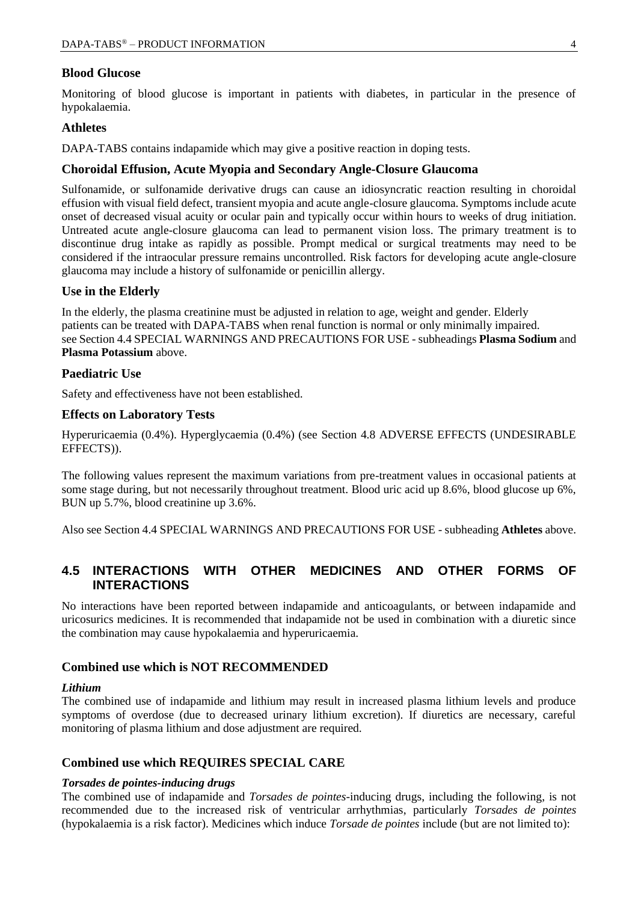### Blood Glucose

Monitoring of blood glucose is important in patients with diabetes, in particular in the presence of hypokalaemia.

### Athletes

DAPA-TABS contains indapamide which may give a positive reaction in doping tests.

### Choroidal Effusion, Acute Myopia and Secondary Angle-Closure Glaucoma

Sulfonamide, or sulfonamide derivative drugs can cause an idiosyncratic reaction resulting in choroidal effusion with visual field defect, transient myopia and acute angle-closure glaucoma. Symptoms include acute onset of decreased visual acuity or ocular pain and typically occur within hours to weeks of drug initiation. Untreated acute angle-closure glaucoma can lead to permanent vision loss. The primary treatment is to discontinue drug intake as rapidly as possible. Prompt medical or surgical treatments may need to be considered if the intraocular pressure remains uncontrolled. Risk factors for developing acute angle-closure glaucoma may include a history of sulfonamide or penicillin allergy.

### Use in the Elderly

In the elderly, the plasma creatinine must be adjusted in relation to age, weight and gender. Elderly patients can be treated with DAPA-TABS when renal function is normal or only minimally impaired. see Section 4.4 SPECIAL WARNINGS AND PRECAUTIONS FOR USE - subheadings **Plasma Sodium** and **Plasma Potassium** above.

### Paediatric Use

Safety and effectiveness have not been established.

### Effects on Laboratory Tests

Hyperuricaemia (0.4%). Hyperglycaemia (0.4%) (see Section 4.8 ADVERSE EFFECTS (UNDESIRABLE EFFECTS)).

The following values represent the maximum variations from pre-treatment values in occasional patients at some stage during, but not necessarily throughout treatment. Blood uric acid up 8.6%, blood glucose up 6%, BUN up 5.7%, blood creatinine up 3.6%.

Also see Section 4.4 SPECIAL WARNINGS AND PRECAUTIONS FOR USE - subheading **Athletes** above.

## 4.5 INTERACTIONS WITH OTHER MEDICINES AND OTHER FORMS OF INTERACTIONS

No interactions have been reported between indapamide and anticoagulants, or between indapamide and uricosurics medicines. It is recommended that indapamide not be used in combination with a diuretic since the combination may cause hypokalaemia and hyperuricaemia.

### Combined use which is NOT RECOMMENDED

***Lithium***

The combined use of indapamide and lithium may result in increased plasma lithium levels and produce symptoms of overdose (due to decreased urinary lithium excretion). If diuretics are necessary, careful monitoring of plasma lithium and dose adjustment are required.

### Combined use which REQUIRES SPECIAL CARE

***Torsades de pointes-inducing drugs***

The combined use of indapamide and *Torsades de pointes*-inducing drugs, including the following, is not recommended due to the increased risk of ventricular arrhythmias, particularly *Torsades de pointes* (hypokalaemia is a risk factor). Medicines which induce *Torsade de pointes* include (but are not limited to):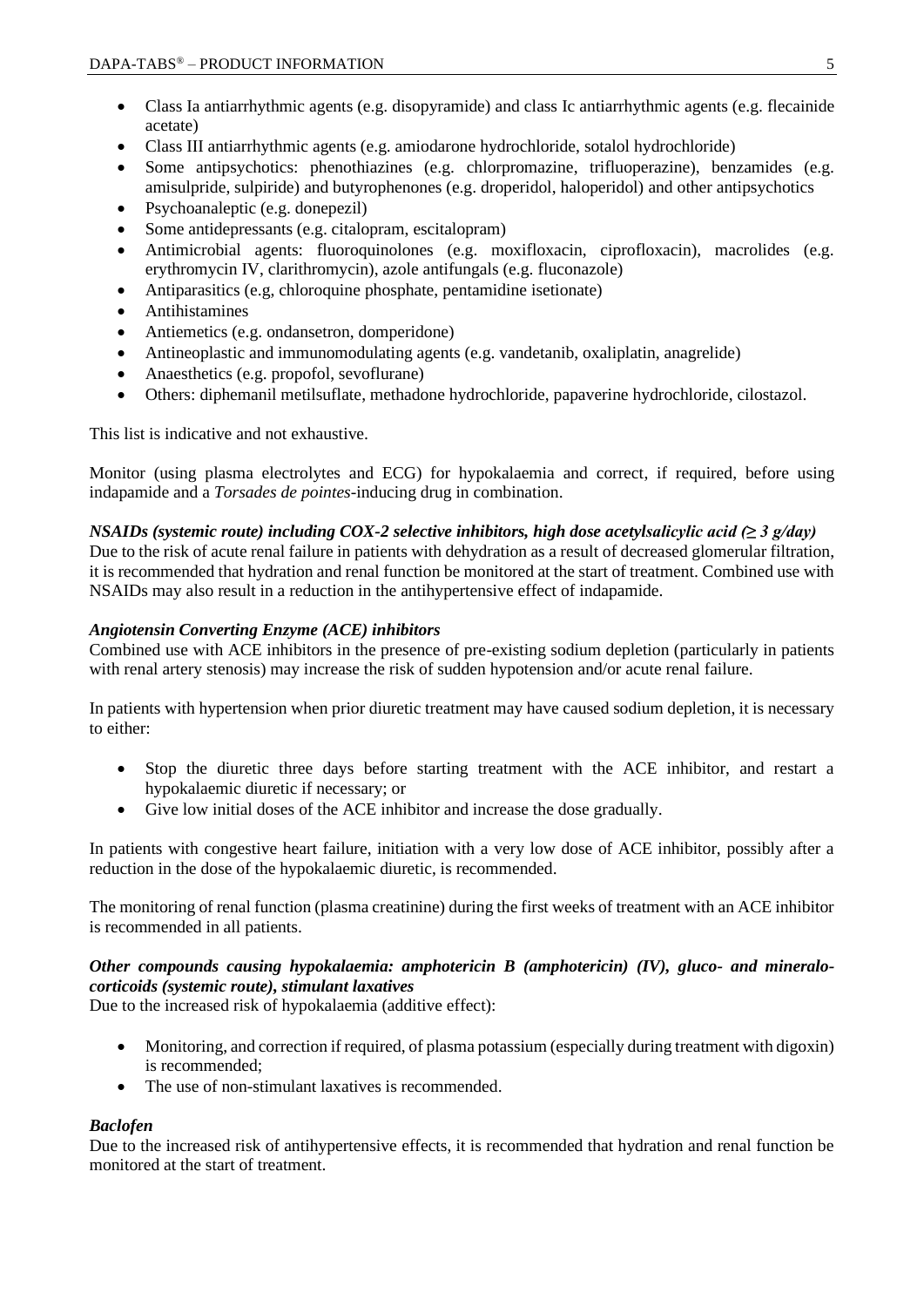- Class Ia antiarrhythmic agents (e.g. disopyramide) and class Ic antiarrhythmic agents (e.g. flecainide acetate)
- Class III antiarrhythmic agents (e.g. amiodarone hydrochloride, sotalol hydrochloride)
- Some antipsychotics: phenothiazines (e.g. chlorpromazine, trifluoperazine), benzamides (e.g. amisulpride, sulpiride) and butyrophenones (e.g. droperidol, haloperidol) and other antipsychotics
- Psychoanaleptic (e.g. donepezil)
- Some antidepressants (e.g. citalopram, escitalopram)
- Antimicrobial agents: fluoroquinolones (e.g. moxifloxacin, ciprofloxacin), macrolides (e.g. erythromycin IV, clarithromycin), azole antifungals (e.g. fluconazole)
- Antiparasitics (e.g, chloroquine phosphate, pentamidine isetionate)
- Antihistamines
- Antiemetics (e.g. ondansetron, domperidone)
- Antineoplastic and immunomodulating agents (e.g. vandetanib, oxaliplatin, anagrelide)
- Anaesthetics (e.g. propofol, sevoflurane)
- Others: diphemanil metilsuflate, methadone hydrochloride, papaverine hydrochloride, cilostazol.

This list is indicative and not exhaustive.

Monitor (using plasma electrolytes and ECG) for hypokalaemia and correct, if required, before using indapamide and a *Torsades de pointes*-inducing drug in combination.

***NSAIDs (systemic route) including COX-2 selective inhibitors, high dose acetylsalicylic acid (≥ 3 g/day)***

Due to the risk of acute renal failure in patients with dehydration as a result of decreased glomerular filtration, it is recommended that hydration and renal function be monitored at the start of treatment. Combined use with NSAIDs may also result in a reduction in the antihypertensive effect of indapamide.

***Angiotensin Converting Enzyme (ACE) inhibitors***

Combined use with ACE inhibitors in the presence of pre-existing sodium depletion (particularly in patients with renal artery stenosis) may increase the risk of sudden hypotension and/or acute renal failure.

In patients with hypertension when prior diuretic treatment may have caused sodium depletion, it is necessary to either:

- Stop the diuretic three days before starting treatment with the ACE inhibitor, and restart a hypokalaemic diuretic if necessary; or
- Give low initial doses of the ACE inhibitor and increase the dose gradually.

In patients with congestive heart failure, initiation with a very low dose of ACE inhibitor, possibly after a reduction in the dose of the hypokalaemic diuretic, is recommended.

The monitoring of renal function (plasma creatinine) during the first weeks of treatment with an ACE inhibitor is recommended in all patients.

***Other compounds causing hypokalaemia: amphotericin B (amphotericin) (IV), gluco- and mineralo-corticoids (systemic route), stimulant laxatives***

Due to the increased risk of hypokalaemia (additive effect):

- Monitoring, and correction if required, of plasma potassium (especially during treatment with digoxin) is recommended;
- The use of non-stimulant laxatives is recommended.

***Baclofen***

Due to the increased risk of antihypertensive effects, it is recommended that hydration and renal function be monitored at the start of treatment.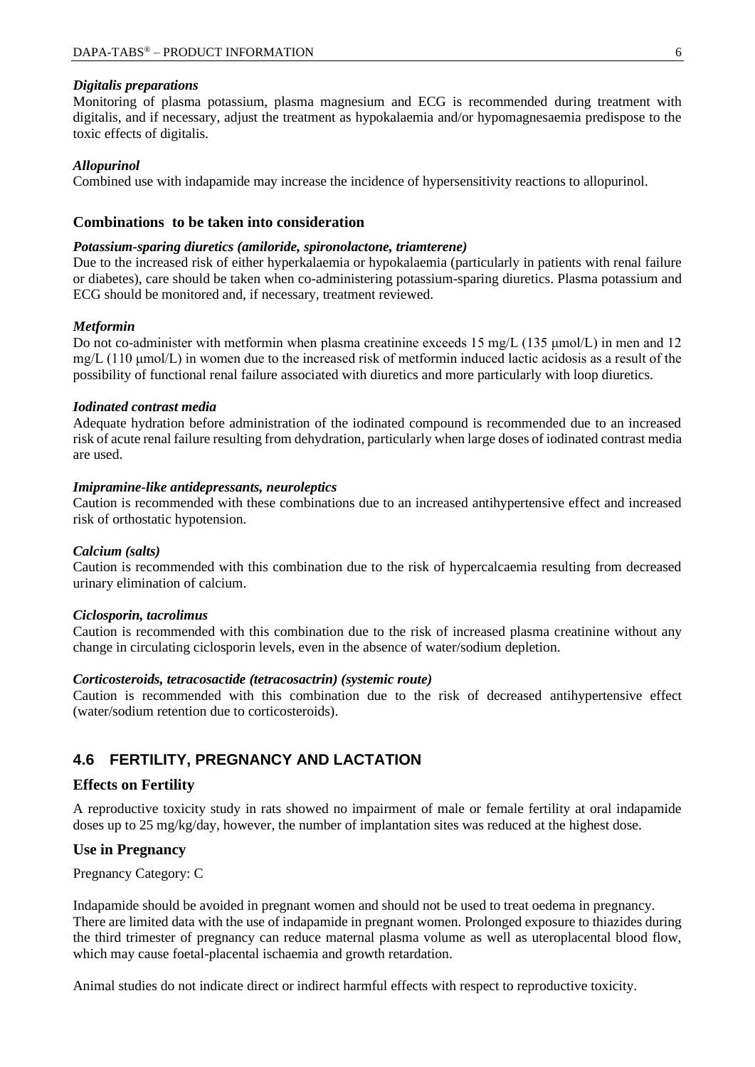#### *Digitalis preparations*

Monitoring of plasma potassium, plasma magnesium and ECG is recommended during treatment with digitalis, and if necessary, adjust the treatment as hypokalaemia and/or hypomagnesaemia predispose to the toxic effects of digitalis.

#### *Allopurinol*

Combined use with indapamide may increase the incidence of hypersensitivity reactions to allopurinol.

### Combinations to be taken into consideration

#### *Potassium-sparing diuretics (amiloride, spironolactone, triamterene)*

Due to the increased risk of either hyperkalaemia or hypokalaemia (particularly in patients with renal failure or diabetes), care should be taken when co-administering potassium-sparing diuretics. Plasma potassium and ECG should be monitored and, if necessary, treatment reviewed.

#### *Metformin*

Do not co-administer with metformin when plasma creatinine exceeds 15 mg/L (135 μmol/L) in men and 12 mg/L (110 μmol/L) in women due to the increased risk of metformin induced lactic acidosis as a result of the possibility of functional renal failure associated with diuretics and more particularly with loop diuretics.

#### *Iodinated contrast media*

Adequate hydration before administration of the iodinated compound is recommended due to an increased risk of acute renal failure resulting from dehydration, particularly when large doses of iodinated contrast media are used.

#### *Imipramine-like antidepressants, neuroleptics*

Caution is recommended with these combinations due to an increased antihypertensive effect and increased risk of orthostatic hypotension.

#### *Calcium (salts)*

Caution is recommended with this combination due to the risk of hypercalcaemia resulting from decreased urinary elimination of calcium.

#### *Ciclosporin, tacrolimus*

Caution is recommended with this combination due to the risk of increased plasma creatinine without any change in circulating ciclosporin levels, even in the absence of water/sodium depletion.

#### *Corticosteroids, tetracosactide (tetracosactrin) (systemic route)*

Caution is recommended with this combination due to the risk of decreased antihypertensive effect (water/sodium retention due to corticosteroids).

## 4.6 FERTILITY, PREGNANCY AND LACTATION

### Effects on Fertility

A reproductive toxicity study in rats showed no impairment of male or female fertility at oral indapamide doses up to 25 mg/kg/day, however, the number of implantation sites was reduced at the highest dose.

### Use in Pregnancy

Pregnancy Category: C

Indapamide should be avoided in pregnant women and should not be used to treat oedema in pregnancy. There are limited data with the use of indapamide in pregnant women. Prolonged exposure to thiazides during the third trimester of pregnancy can reduce maternal plasma volume as well as uteroplacental blood flow, which may cause foetal-placental ischaemia and growth retardation.

Animal studies do not indicate direct or indirect harmful effects with respect to reproductive toxicity.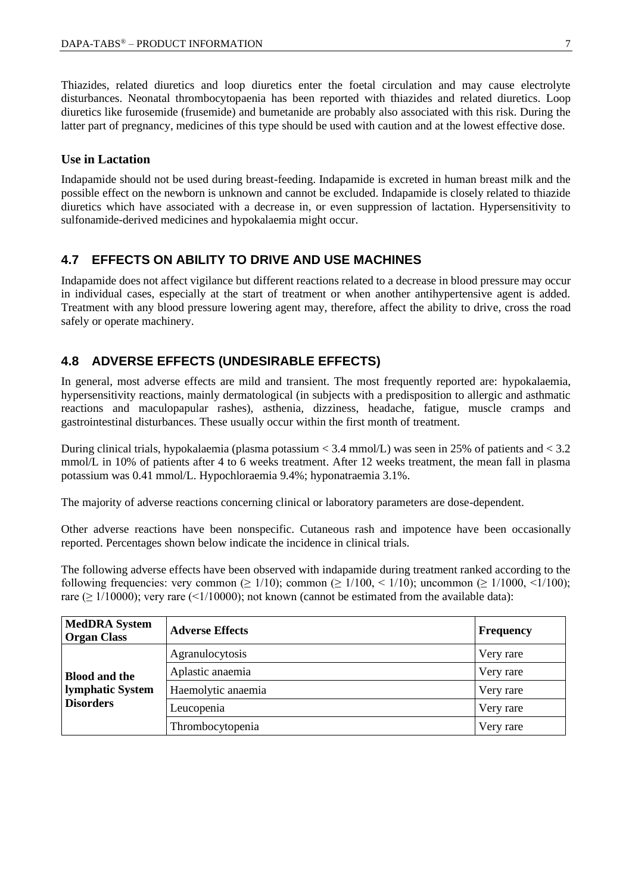Thiazides, related diuretics and loop diuretics enter the foetal circulation and may cause electrolyte disturbances. Neonatal thrombocytopaenia has been reported with thiazides and related diuretics. Loop diuretics like furosemide (frusemide) and bumetanide are probably also associated with this risk. During the latter part of pregnancy, medicines of this type should be used with caution and at the lowest effective dose.

### Use in Lactation

Indapamide should not be used during breast-feeding. Indapamide is excreted in human breast milk and the possible effect on the newborn is unknown and cannot be excluded. Indapamide is closely related to thiazide diuretics which have associated with a decrease in, or even suppression of lactation. Hypersensitivity to sulfonamide-derived medicines and hypokalaemia might occur.

## 4.7 EFFECTS ON ABILITY TO DRIVE AND USE MACHINES

Indapamide does not affect vigilance but different reactions related to a decrease in blood pressure may occur in individual cases, especially at the start of treatment or when another antihypertensive agent is added. Treatment with any blood pressure lowering agent may, therefore, affect the ability to drive, cross the road safely or operate machinery.

## 4.8 ADVERSE EFFECTS (UNDESIRABLE EFFECTS)

In general, most adverse effects are mild and transient. The most frequently reported are: hypokalaemia, hypersensitivity reactions, mainly dermatological (in subjects with a predisposition to allergic and asthmatic reactions and maculopapular rashes), asthenia, dizziness, headache, fatigue, muscle cramps and gastrointestinal disturbances. These usually occur within the first month of treatment.

During clinical trials, hypokalaemia (plasma potassium < 3.4 mmol/L) was seen in 25% of patients and < 3.2 mmol/L in 10% of patients after 4 to 6 weeks treatment. After 12 weeks treatment, the mean fall in plasma potassium was 0.41 mmol/L. Hypochloraemia 9.4%; hyponatraemia 3.1%.

The majority of adverse reactions concerning clinical or laboratory parameters are dose-dependent.

Other adverse reactions have been nonspecific. Cutaneous rash and impotence have been occasionally reported. Percentages shown below indicate the incidence in clinical trials.

The following adverse effects have been observed with indapamide during treatment ranked according to the following frequencies: very common (≥ 1/10); common (≥ 1/100, < 1/10); uncommon (≥ 1/1000, <1/100); rare (≥ 1/10000); very rare (<1/10000); not known (cannot be estimated from the available data):

| MedDRA System Organ Class | Adverse Effects | Frequency |
|---|---|---|
| **Blood and the lymphatic System Disorders** | Agranulocytosis | Very rare |
| | Aplastic anaemia | Very rare |
| | Haemolytic anaemia | Very rare |
| | Leucopenia | Very rare |
| | Thrombocytopenia | Very rare |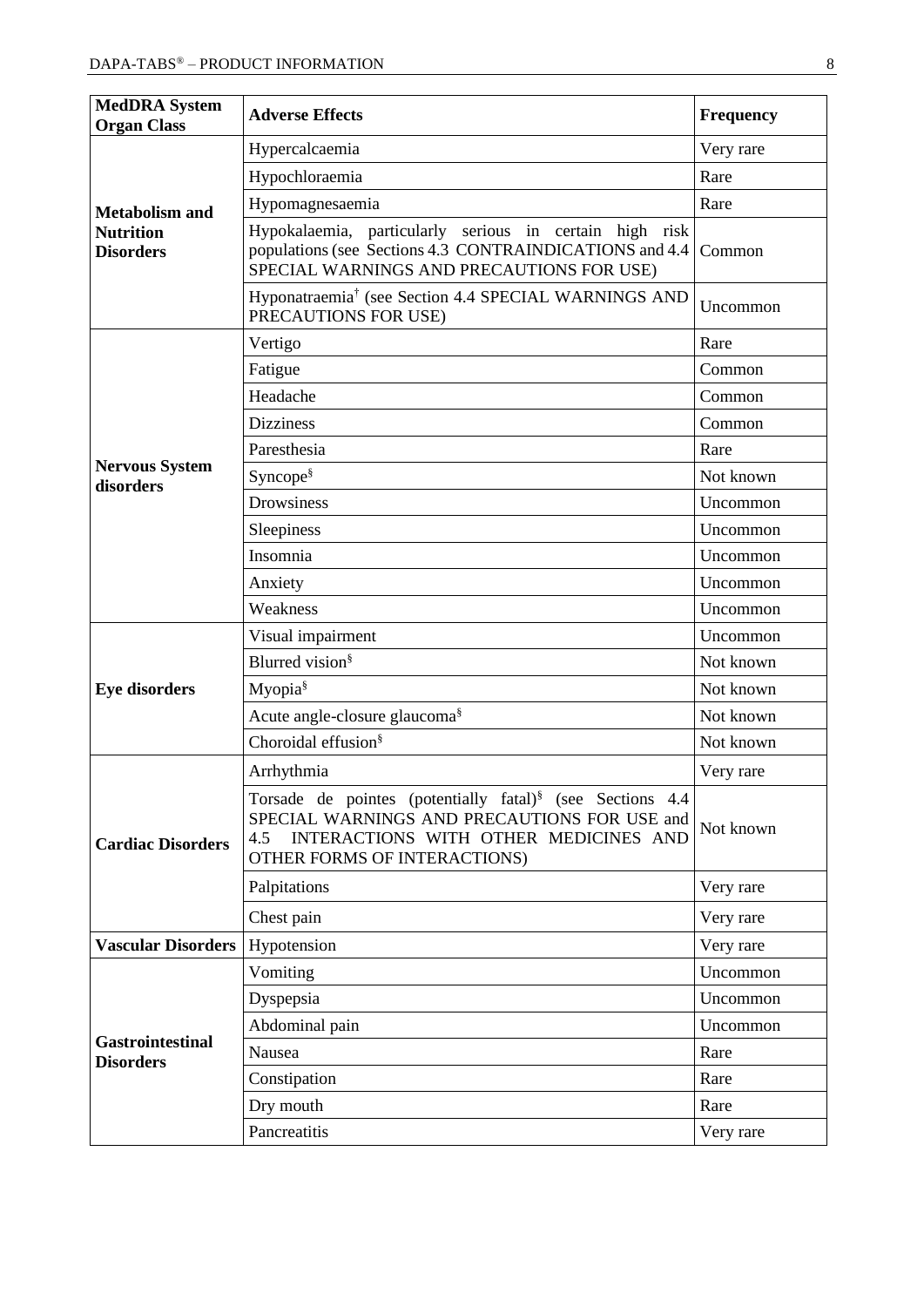| MedDRA System Organ Class | Adverse Effects | Frequency |
|---|---|---|
| Metabolism and Nutrition Disorders | Hypercalcaemia | Very rare |
| | Hypochloraemia | Rare |
| | Hypomagnesaemia | Rare |
| | Hypokalaemia, particularly serious in certain high risk populations (see Sections 4.3 CONTRAINDICATIONS and 4.4 SPECIAL WARNINGS AND PRECAUTIONS FOR USE) | Common |
| | Hyponatraemia[†] (see Section 4.4 SPECIAL WARNINGS AND PRECAUTIONS FOR USE) | Uncommon |
| Nervous System disorders | Vertigo | Rare |
| | Fatigue | Common |
| | Headache | Common |
| | Dizziness | Common |
| | Paresthesia | Rare |
| | Syncope[§] | Not known |
| | Drowsiness | Uncommon |
| | Sleepiness | Uncommon |
| | Insomnia | Uncommon |
| | Anxiety | Uncommon |
| | Weakness | Uncommon |
| Eye disorders | Visual impairment | Uncommon |
| | Blurred vision[§] | Not known |
| | Myopia[§] | Not known |
| | Acute angle-closure glaucoma[§] | Not known |
| | Choroidal effusion[§] | Not known |
| Cardiac Disorders | Arrhythmia | Very rare |
| | Torsade de pointes (potentially fatal)[§] (see Sections 4.4 SPECIAL WARNINGS AND PRECAUTIONS FOR USE and 4.5 INTERACTIONS WITH OTHER MEDICINES AND OTHER FORMS OF INTERACTIONS) | Not known |
| | Palpitations | Very rare |
| | Chest pain | Very rare |
| Vascular Disorders | Hypotension | Very rare |
| Gastrointestinal Disorders | Vomiting | Uncommon |
| | Dyspepsia | Uncommon |
| | Abdominal pain | Uncommon |
| | Nausea | Rare |
| | Constipation | Rare |
| | Dry mouth | Rare |
| | Pancreatitis | Very rare |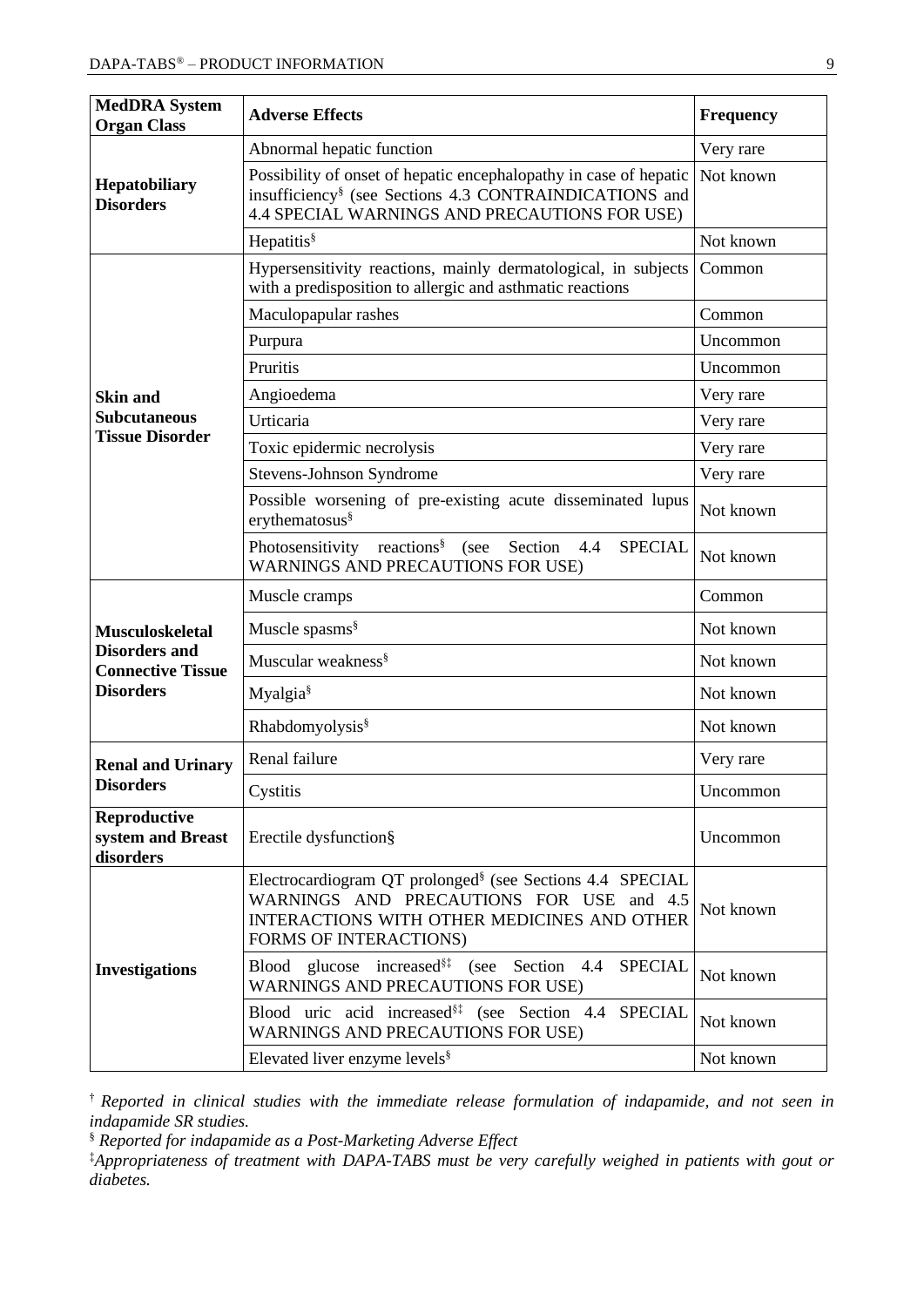| MedDRA System Organ Class | Adverse Effects | Frequency |
|---|---|---|
| **Hepatobiliary Disorders** | Abnormal hepatic function | Very rare |
| | Possibility of onset of hepatic encephalopathy in case of hepatic insufficiency§ (see Sections 4.3 CONTRAINDICATIONS and 4.4 SPECIAL WARNINGS AND PRECAUTIONS FOR USE) | Not known |
| | Hepatitis§ | Not known |
| **Skin and Subcutaneous Tissue Disorder** | Hypersensitivity reactions, mainly dermatological, in subjects with a predisposition to allergic and asthmatic reactions | Common |
| | Maculopapular rashes | Common |
| | Purpura | Uncommon |
| | Pruritis | Uncommon |
| | Angioedema | Very rare |
| | Urticaria | Very rare |
| | Toxic epidermic necrolysis | Very rare |
| | Stevens-Johnson Syndrome | Very rare |
| | Possible worsening of pre-existing acute disseminated lupus erythematosus§ | Not known |
| | Photosensitivity reactions§ (see Section 4.4 SPECIAL WARNINGS AND PRECAUTIONS FOR USE) | Not known |
| **Musculoskeletal Disorders and Connective Tissue Disorders** | Muscle cramps | Common |
| | Muscle spasms§ | Not known |
| | Muscular weakness§ | Not known |
| | Myalgia§ | Not known |
| | Rhabdomyolysis§ | Not known |
| **Renal and Urinary Disorders** | Renal failure | Very rare |
| | Cystitis | Uncommon |
| **Reproductive system and Breast disorders** | Erectile dysfunction§ | Uncommon |
| **Investigations** | Electrocardiogram QT prolonged§ (see Sections 4.4 SPECIAL WARNINGS AND PRECAUTIONS FOR USE and 4.5 INTERACTIONS WITH OTHER MEDICINES AND OTHER FORMS OF INTERACTIONS) | Not known |
| | Blood glucose increased§‡ (see Section 4.4 SPECIAL WARNINGS AND PRECAUTIONS FOR USE) | Not known |
| | Blood uric acid increased§‡ (see Section 4.4 SPECIAL WARNINGS AND PRECAUTIONS FOR USE) | Not known |
| | Elevated liver enzyme levels§ | Not known |

† *Reported in clinical studies with the immediate release formulation of indapamide, and not seen in indapamide SR studies.*

§ *Reported for indapamide as a Post-Marketing Adverse Effect*

‡ *Appropriateness of treatment with DAPA-TABS must be very carefully weighed in patients with gout or diabetes.*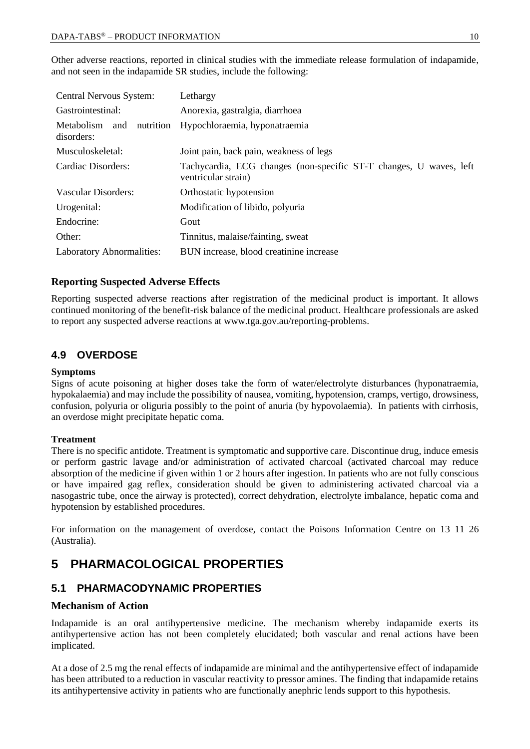Other adverse reactions, reported in clinical studies with the immediate release formulation of indapamide, and not seen in the indapamide SR studies, include the following:

| | |
|---|---|
| Central Nervous System: | Lethargy |
| Gastrointestinal: | Anorexia, gastralgia, diarrhoea |
| Metabolism and nutrition disorders: | Hypochloraemia, hyponatraemia |
| Musculoskeletal: | Joint pain, back pain, weakness of legs |
| Cardiac Disorders: | Tachycardia, ECG changes (non-specific ST-T changes, U waves, left ventricular strain) |
| Vascular Disorders: | Orthostatic hypotension |
| Urogenital: | Modification of libido, polyuria |
| Endocrine: | Gout |
| Other: | Tinnitus, malaise/fainting, sweat |
| Laboratory Abnormalities: | BUN increase, blood creatinine increase |

### Reporting Suspected Adverse Effects

Reporting suspected adverse reactions after registration of the medicinal product is important. It allows continued monitoring of the benefit-risk balance of the medicinal product. Healthcare professionals are asked to report any suspected adverse reactions at www.tga.gov.au/reporting-problems.

## 4.9 OVERDOSE

**Symptoms**

Signs of acute poisoning at higher doses take the form of water/electrolyte disturbances (hyponatraemia, hypokalaemia) and may include the possibility of nausea, vomiting, hypotension, cramps, vertigo, drowsiness, confusion, polyuria or oliguria possibly to the point of anuria (by hypovolaemia). In patients with cirrhosis, an overdose might precipitate hepatic coma.

**Treatment**

There is no specific antidote. Treatment is symptomatic and supportive care. Discontinue drug, induce emesis or perform gastric lavage and/or administration of activated charcoal (activated charcoal may reduce absorption of the medicine if given within 1 or 2 hours after ingestion. In patients who are not fully conscious or have impaired gag reflex, consideration should be given to administering activated charcoal via a nasogastric tube, once the airway is protected), correct dehydration, electrolyte imbalance, hepatic coma and hypotension by established procedures.

For information on the management of overdose, contact the Poisons Information Centre on 13 11 26 (Australia).

# 5 PHARMACOLOGICAL PROPERTIES

## 5.1 PHARMACODYNAMIC PROPERTIES

### Mechanism of Action

Indapamide is an oral antihypertensive medicine. The mechanism whereby indapamide exerts its antihypertensive action has not been completely elucidated; both vascular and renal actions have been implicated.

At a dose of 2.5 mg the renal effects of indapamide are minimal and the antihypertensive effect of indapamide has been attributed to a reduction in vascular reactivity to pressor amines. The finding that indapamide retains its antihypertensive activity in patients who are functionally anephric lends support to this hypothesis.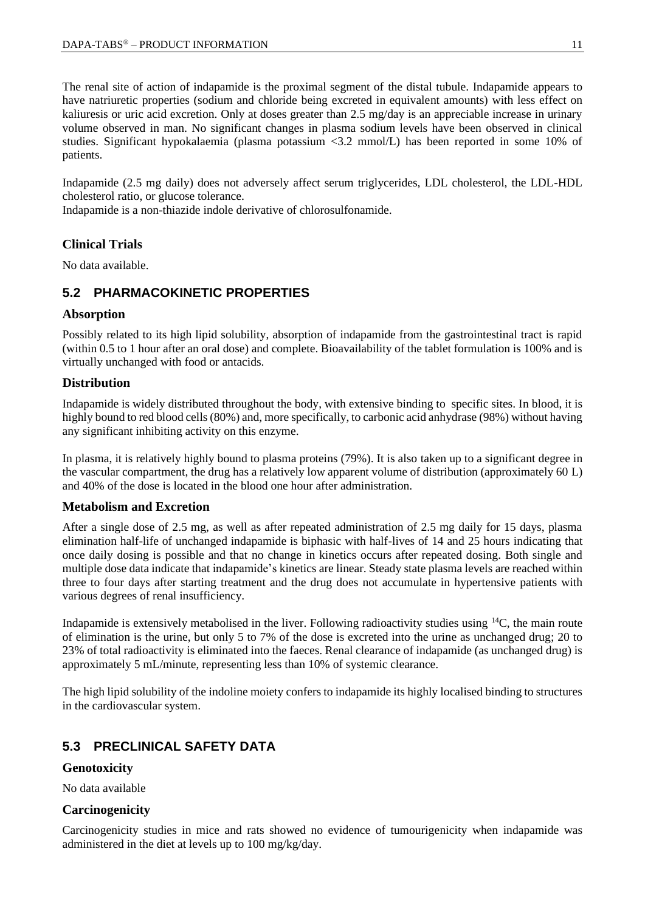The renal site of action of indapamide is the proximal segment of the distal tubule. Indapamide appears to have natriuretic properties (sodium and chloride being excreted in equivalent amounts) with less effect on kaliuresis or uric acid excretion. Only at doses greater than 2.5 mg/day is an appreciable increase in urinary volume observed in man. No significant changes in plasma sodium levels have been observed in clinical studies. Significant hypokalaemia (plasma potassium <3.2 mmol/L) has been reported in some 10% of patients.

Indapamide (2.5 mg daily) does not adversely affect serum triglycerides, LDL cholesterol, the LDL-HDL cholesterol ratio, or glucose tolerance.
Indapamide is a non-thiazide indole derivative of chlorosulfonamide.

### Clinical Trials

No data available.

## 5.2 PHARMACOKINETIC PROPERTIES

### Absorption

Possibly related to its high lipid solubility, absorption of indapamide from the gastrointestinal tract is rapid (within 0.5 to 1 hour after an oral dose) and complete. Bioavailability of the tablet formulation is 100% and is virtually unchanged with food or antacids.

### Distribution

Indapamide is widely distributed throughout the body, with extensive binding to specific sites. In blood, it is highly bound to red blood cells (80%) and, more specifically, to carbonic acid anhydrase (98%) without having any significant inhibiting activity on this enzyme.

In plasma, it is relatively highly bound to plasma proteins (79%). It is also taken up to a significant degree in the vascular compartment, the drug has a relatively low apparent volume of distribution (approximately 60 L) and 40% of the dose is located in the blood one hour after administration.

### Metabolism and Excretion

After a single dose of 2.5 mg, as well as after repeated administration of 2.5 mg daily for 15 days, plasma elimination half-life of unchanged indapamide is biphasic with half-lives of 14 and 25 hours indicating that once daily dosing is possible and that no change in kinetics occurs after repeated dosing. Both single and multiple dose data indicate that indapamide's kinetics are linear. Steady state plasma levels are reached within three to four days after starting treatment and the drug does not accumulate in hypertensive patients with various degrees of renal insufficiency.

Indapamide is extensively metabolised in the liver. Following radioactivity studies using $^{14}C$, the main route of elimination is the urine, but only 5 to 7% of the dose is excreted into the urine as unchanged drug; 20 to 23% of total radioactivity is eliminated into the faeces. Renal clearance of indapamide (as unchanged drug) is approximately 5 mL/minute, representing less than 10% of systemic clearance.

The high lipid solubility of the indoline moiety confers to indapamide its highly localised binding to structures in the cardiovascular system.

## 5.3 PRECLINICAL SAFETY DATA

### Genotoxicity

No data available

### Carcinogenicity

Carcinogenicity studies in mice and rats showed no evidence of tumourigenicity when indapamide was administered in the diet at levels up to 100 mg/kg/day.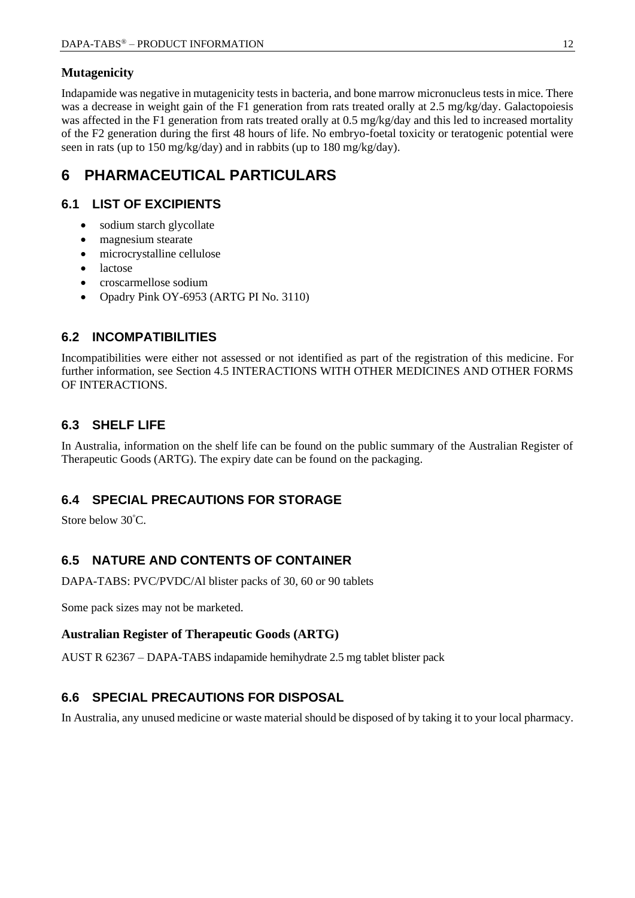### Mutagenicity

Indapamide was negative in mutagenicity tests in bacteria, and bone marrow micronucleus tests in mice. There was a decrease in weight gain of the F1 generation from rats treated orally at 2.5 mg/kg/day. Galactopoiesis was affected in the F1 generation from rats treated orally at 0.5 mg/kg/day and this led to increased mortality of the F2 generation during the first 48 hours of life. No embryo-foetal toxicity or teratogenic potential were seen in rats (up to 150 mg/kg/day) and in rabbits (up to 180 mg/kg/day).

# 6 PHARMACEUTICAL PARTICULARS

## 6.1 LIST OF EXCIPIENTS

- sodium starch glycollate
- magnesium stearate
- microcrystalline cellulose
- lactose
- croscarmellose sodium
- Opadry Pink OY-6953 (ARTG PI No. 3110)

## 6.2 INCOMPATIBILITIES

Incompatibilities were either not assessed or not identified as part of the registration of this medicine. For further information, see Section 4.5 INTERACTIONS WITH OTHER MEDICINES AND OTHER FORMS OF INTERACTIONS.

## 6.3 SHELF LIFE

In Australia, information on the shelf life can be found on the public summary of the Australian Register of Therapeutic Goods (ARTG). The expiry date can be found on the packaging.

## 6.4 SPECIAL PRECAUTIONS FOR STORAGE

Store below 30°C.

## 6.5 NATURE AND CONTENTS OF CONTAINER

DAPA-TABS: PVC/PVDC/Al blister packs of 30, 60 or 90 tablets

Some pack sizes may not be marketed.

### Australian Register of Therapeutic Goods (ARTG)

AUST R 62367 – DAPA-TABS indapamide hemihydrate 2.5 mg tablet blister pack

## 6.6 SPECIAL PRECAUTIONS FOR DISPOSAL

In Australia, any unused medicine or waste material should be disposed of by taking it to your local pharmacy.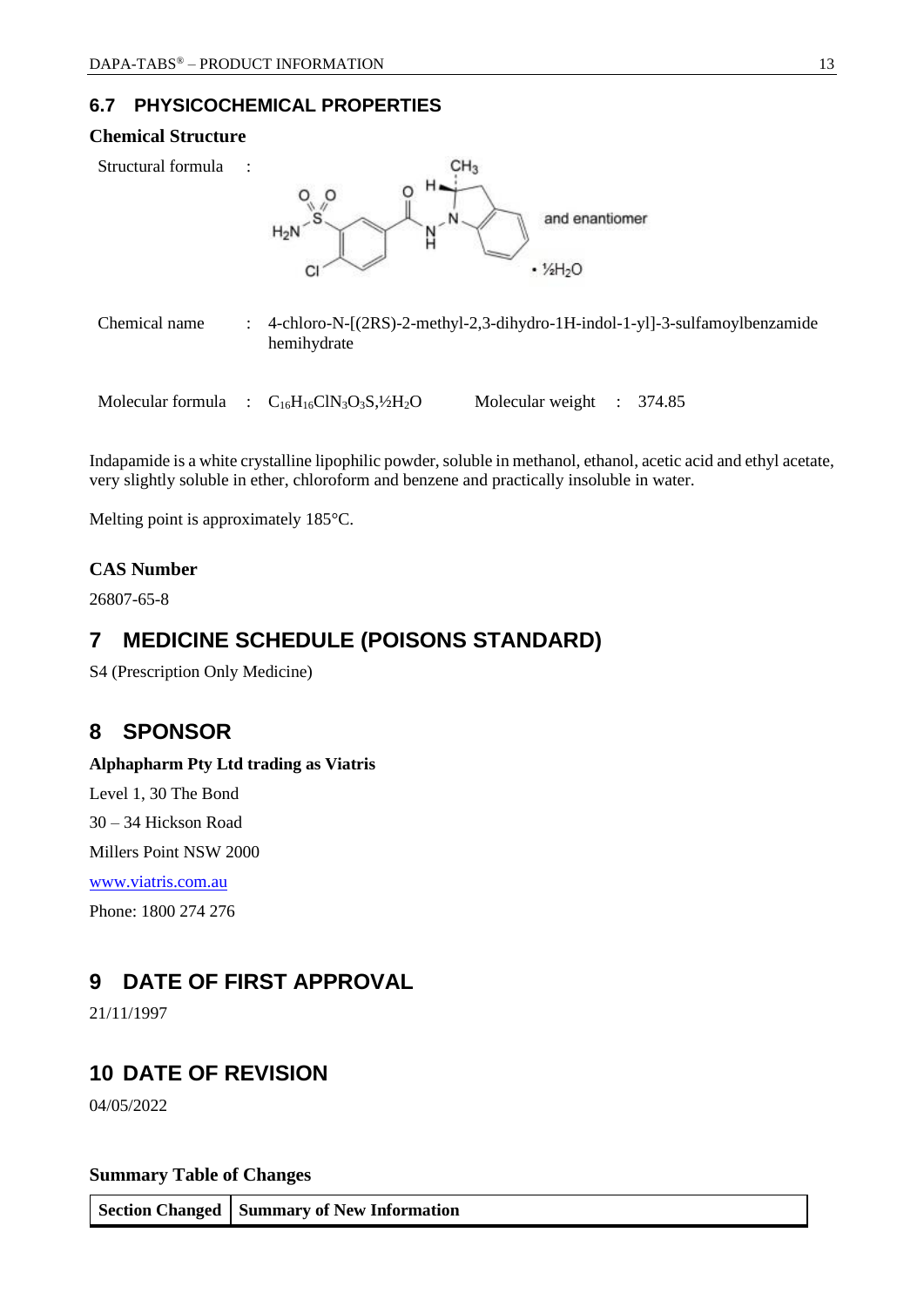## 6.7 PHYSICOCHEMICAL PROPERTIES

**Chemical Structure**

Structural formula :

and enantiomer

$\cdot \frac{1}{2}H_2O$

Chemical name : 4-chloro-N-[(2RS)-2-methyl-2,3-dihydro-1H-indol-1-yl]-3-sulfamoylbenzamide hemihydrate

Molecular formula : $C_{16}H_{16}ClN_3O_3S,\frac{1}{2}H_2O$ Molecular weight : 374.85

Indapamide is a white crystalline lipophilic powder, soluble in methanol, ethanol, acetic acid and ethyl acetate, very slightly soluble in ether, chloroform and benzene and practically insoluble in water.

Melting point is approximately 185°C.

**CAS Number**

26807-65-8

# 7 MEDICINE SCHEDULE (POISONS STANDARD)

S4 (Prescription Only Medicine)

# 8 SPONSOR

**Alphapharm Pty Ltd trading as Viatris**

Level 1, 30 The Bond

30 – 34 Hickson Road

Millers Point NSW 2000

www.viatris.com.au

Phone: 1800 274 276

# 9 DATE OF FIRST APPROVAL

21/11/1997

# 10 DATE OF REVISION

04/05/2022

**Summary Table of Changes**

| Section Changed | Summary of New Information |
|---|---|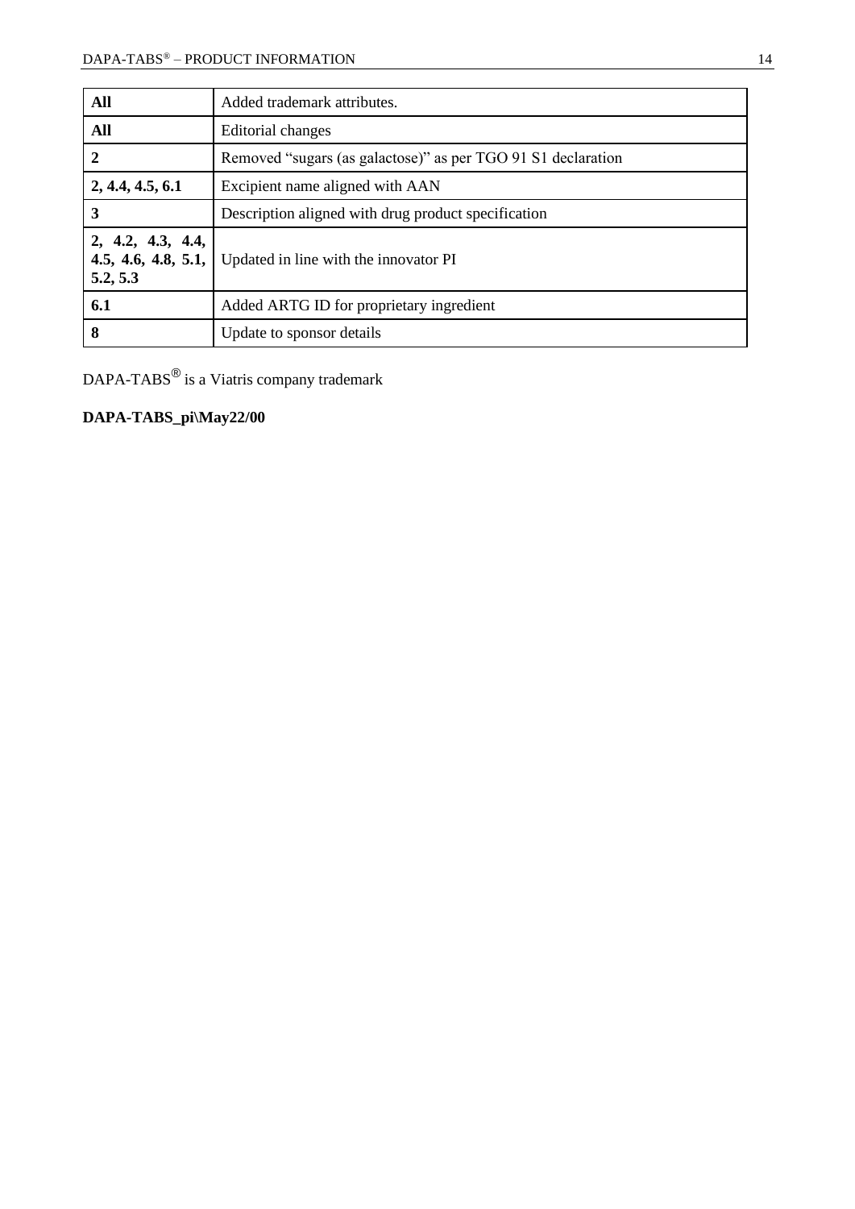| | |
|---|---|
| **All** | Added trademark attributes. |
| **All** | Editorial changes |
| **2** | Removed “sugars (as galactose)” as per TGO 91 S1 declaration |
| **2, 4.4, 4.5, 6.1** | Excipient name aligned with AAN |
| **3** | Description aligned with drug product specification |
| **2, 4.2, 4.3, 4.4, 4.5, 4.6, 4.8, 5.1, 5.2, 5.3** | Updated in line with the innovator PI |
| **6.1** | Added ARTG ID for proprietary ingredient |
| **8** | Update to sponsor details |

DAPA-TABS® is a Viatris company trademark

**DAPA-TABS_pi\May22/00**